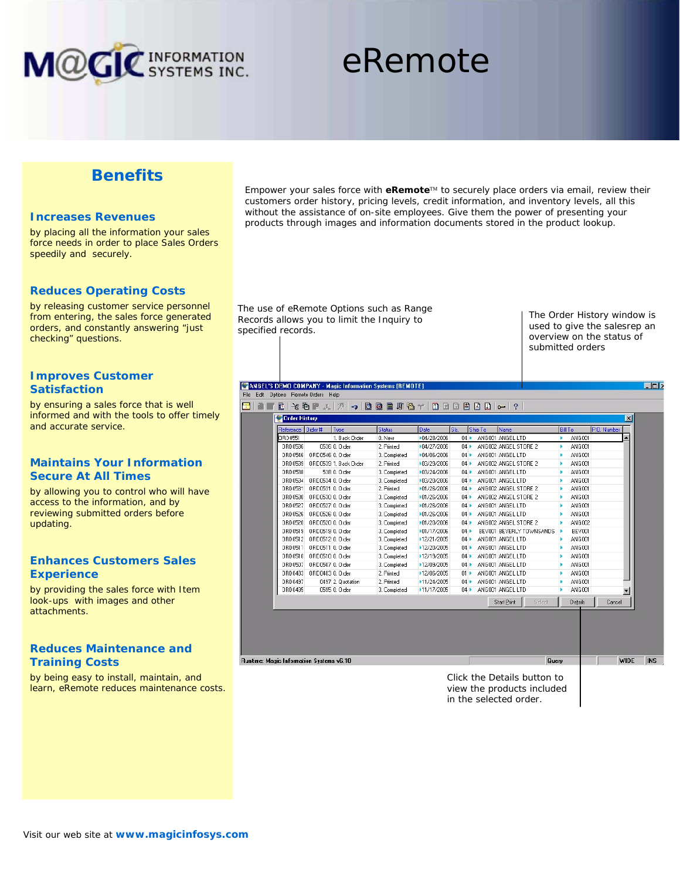# eRemote

MAGIC INFORMATION SYSTEMS INC.

## Benefits

### Increases Revenues

by placing all the information your sales force needs in order to place Sales Orders speedily and securely.

### Reduces Operating Costs

by releasing customer service personnel from entering, the sales force generated orders, and constantly answering "just checking" questions.

### Improves Customer Satisfaction

by ensuring a sales force that is well informed and with the tools to offer timely and accurate service.

### Maintains Your Information Secure At All Times

by allowing you to control who will have access to the information, and by reviewing submitted orders before updating.

### Enhances Customers Sales Experience

by providing the sales force with Item look-ups with images and other attachments.

### Reduces Maintenance and Training Costs

by being easy to install, maintain, and learn, eRemote reduces maintenance costs.

Empower your sales force with **eRemote**™ to securely place orders via email, review their customers order history, pricing levels, credit information, and inventory levels, all this without the assistance of on-site employees. Give them the power of presenting your products through images and information documents stored in the product lookup.

The use of eRemote Options such as Range Records allows you to limit the Inquiry to specified records.

The Order History window is used to give the salesrep an overview on the status of submitted orders

Click the Details button to view the products included in the selected order.

Visit our web site at **www.magicinfosys.com**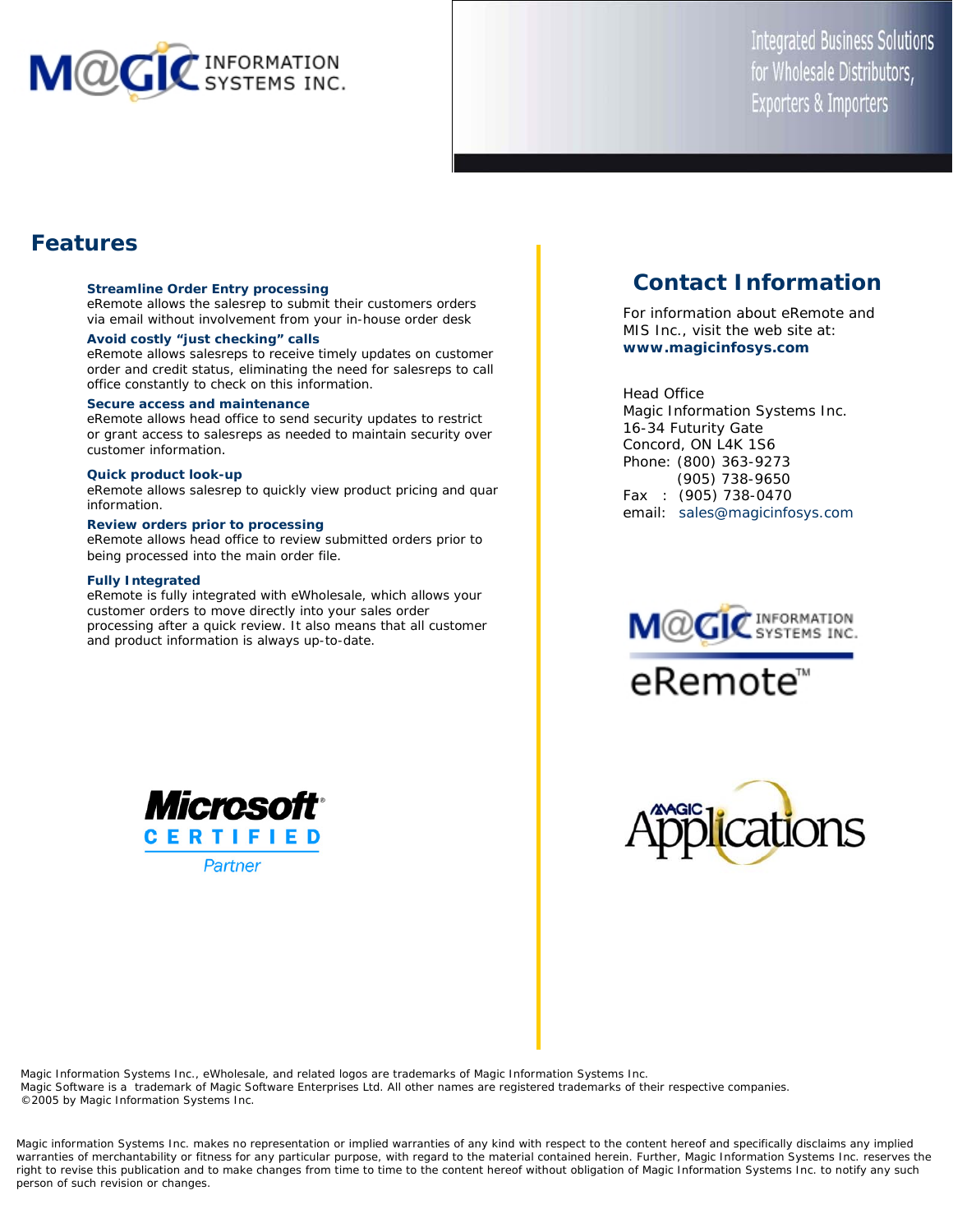Integrated Business Solutions for Wholesale Distributors, Exporters & Importers

## Features

**Streamline Order Entry processing**
eRemote allows the salesrep to submit their customers orders via email without involvement from your in-house order desk

**Avoid costly "just checking" calls**
eRemote allows salesreps to receive timely updates on customer order and credit status, eliminating the need for salesreps to call office constantly to check on this information.

**Secure access and maintenance**
eRemote allows head office to send security updates to restrict or grant access to salesreps as needed to maintain security over customer information.

**Quick product look-up**
eRemote allows salesrep to quickly view product pricing and quar information.

**Review orders prior to processing**
eRemote allows head office to review submitted orders prior to being processed into the main order file.

**Fully Integrated**
eRemote is fully integrated with eWholesale, which allows your customer orders to move directly into your sales order processing after a quick review. It also means that all customer and product information is always up-to-date.

## Contact Information

For information about eRemote and MIS Inc., visit the web site at:
**www.magicinfosys.com**

Head Office
Magic Information Systems Inc.
16-34 Futurity Gate
Concord, ON L4K 1S6
Phone: (800) 363-9273
(905) 738-9650
Fax : (905) 738-0470
email: sales@magicinfosys.com

Magic Information Systems Inc., eWholesale, and related logos are trademarks of Magic Information Systems Inc.
Magic Software is a trademark of Magic Software Enterprises Ltd. All other names are registered trademarks of their respective companies.
©2005 by Magic Information Systems Inc.

Magic information Systems Inc. makes no representation or implied warranties of any kind with respect to the content hereof and specifically disclaims any implied warranties of merchantability or fitness for any particular purpose, with regard to the material contained herein. Further, Magic Information Systems Inc. reserves the right to revise this publication and to make changes from time to time to the content hereof without obligation of Magic Information Systems Inc. to notify any such person of such revision or changes.